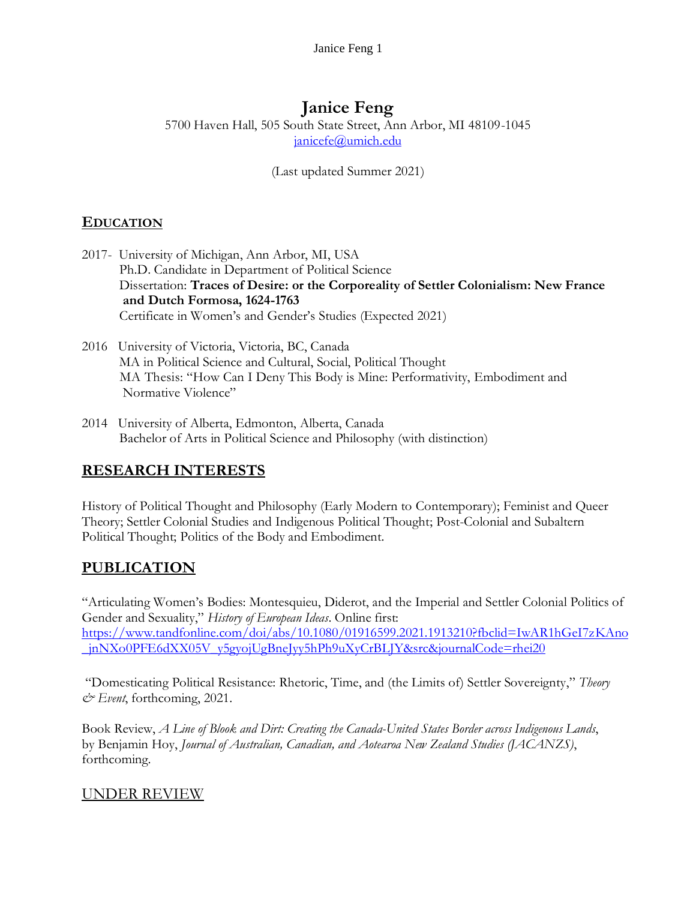# Janice Feng

5700 Haven Hall, 505 South State Street, Ann Arbor, MI 48109-1045
janicefe@umich.edu

(Last updated Summer 2021)

## EDUCATION

2017- University of Michigan, Ann Arbor, MI, USA
Ph.D. Candidate in Department of Political Science
Dissertation: **Traces of Desire: or the Corporeality of Settler Colonialism: New France and Dutch Formosa, 1624-1763**
Certificate in Women's and Gender's Studies (Expected 2021)

2016 University of Victoria, Victoria, BC, Canada
MA in Political Science and Cultural, Social, Political Thought
MA Thesis: "How Can I Deny This Body is Mine: Performativity, Embodiment and Normative Violence"

2014 University of Alberta, Edmonton, Alberta, Canada
Bachelor of Arts in Political Science and Philosophy (with distinction)

## RESEARCH INTERESTS

History of Political Thought and Philosophy (Early Modern to Contemporary); Feminist and Queer Theory; Settler Colonial Studies and Indigenous Political Thought; Post-Colonial and Subaltern Political Thought; Politics of the Body and Embodiment.

## PUBLICATION

"Articulating Women's Bodies: Montesquieu, Diderot, and the Imperial and Settler Colonial Politics of Gender and Sexuality," *History of European Ideas*. Online first: https://www.tandfonline.com/doi/abs/10.1080/01916599.2021.1913210?fbclid=IwAR1hGeI7zKAno_jnNXo0PFE6dXX05V_y5gyojUgBneJyy5hPh9uXyCrBLJY&src&journalCode=rhei20

"Domesticating Political Resistance: Rhetoric, Time, and (the Limits of) Settler Sovereignty," *Theory & Event*, forthcoming, 2021.

Book Review, *A Line of Blook and Dirt: Creating the Canada-United States Border across Indigenous Lands*, by Benjamin Hoy, *Journal of Australian, Canadian, and Aotearoa New Zealand Studies (JACANZS)*, forthcoming.

## UNDER REVIEW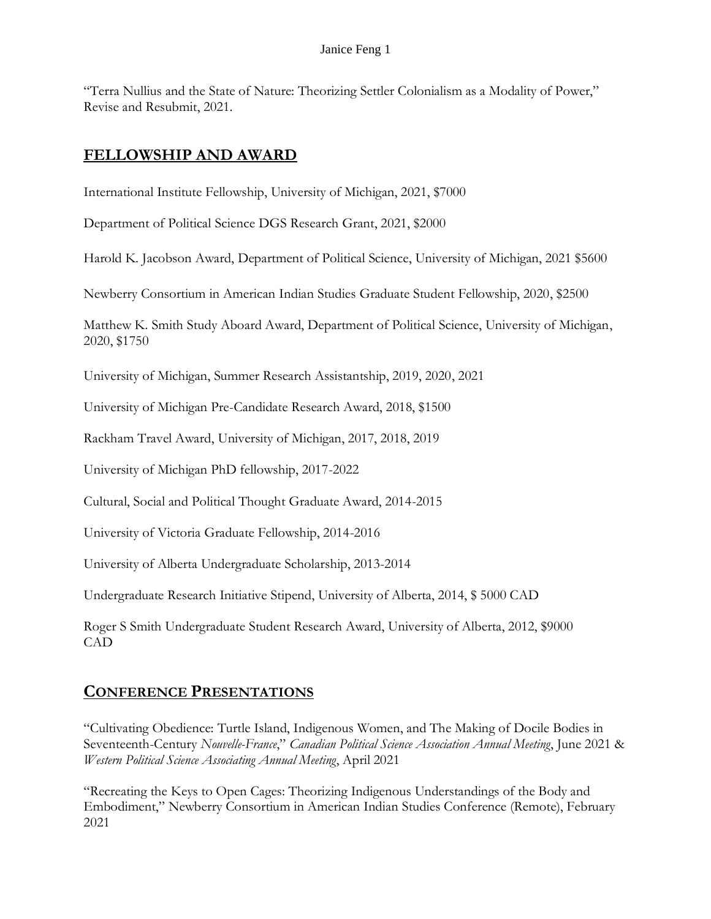"Terra Nullius and the State of Nature: Theorizing Settler Colonialism as a Modality of Power," Revise and Resubmit, 2021.

## FELLOWSHIP AND AWARD

International Institute Fellowship, University of Michigan, 2021, $7000

Department of Political Science DGS Research Grant, 2021, $2000

Harold K. Jacobson Award, Department of Political Science, University of Michigan, 2021 $5600

Newberry Consortium in American Indian Studies Graduate Student Fellowship, 2020, $2500

Matthew K. Smith Study Aboard Award, Department of Political Science, University of Michigan, 2020, $1750

University of Michigan, Summer Research Assistantship, 2019, 2020, 2021

University of Michigan Pre-Candidate Research Award, 2018, $1500

Rackham Travel Award, University of Michigan, 2017, 2018, 2019

University of Michigan PhD fellowship, 2017-2022

Cultural, Social and Political Thought Graduate Award, 2014-2015

University of Victoria Graduate Fellowship, 2014-2016

University of Alberta Undergraduate Scholarship, 2013-2014

Undergraduate Research Initiative Stipend, University of Alberta, 2014, $ 5000 CAD

Roger S Smith Undergraduate Student Research Award, University of Alberta, 2012, $9000 CAD

## CONFERENCE PRESENTATIONS

"Cultivating Obedience: Turtle Island, Indigenous Women, and The Making of Docile Bodies in Seventeenth-Century *Nouvelle-France*," *Canadian Political Science Association Annual Meeting*, June 2021 & *Western Political Science Associating Annual Meeting*, April 2021

"Recreating the Keys to Open Cages: Theorizing Indigenous Understandings of the Body and Embodiment," Newberry Consortium in American Indian Studies Conference (Remote), February 2021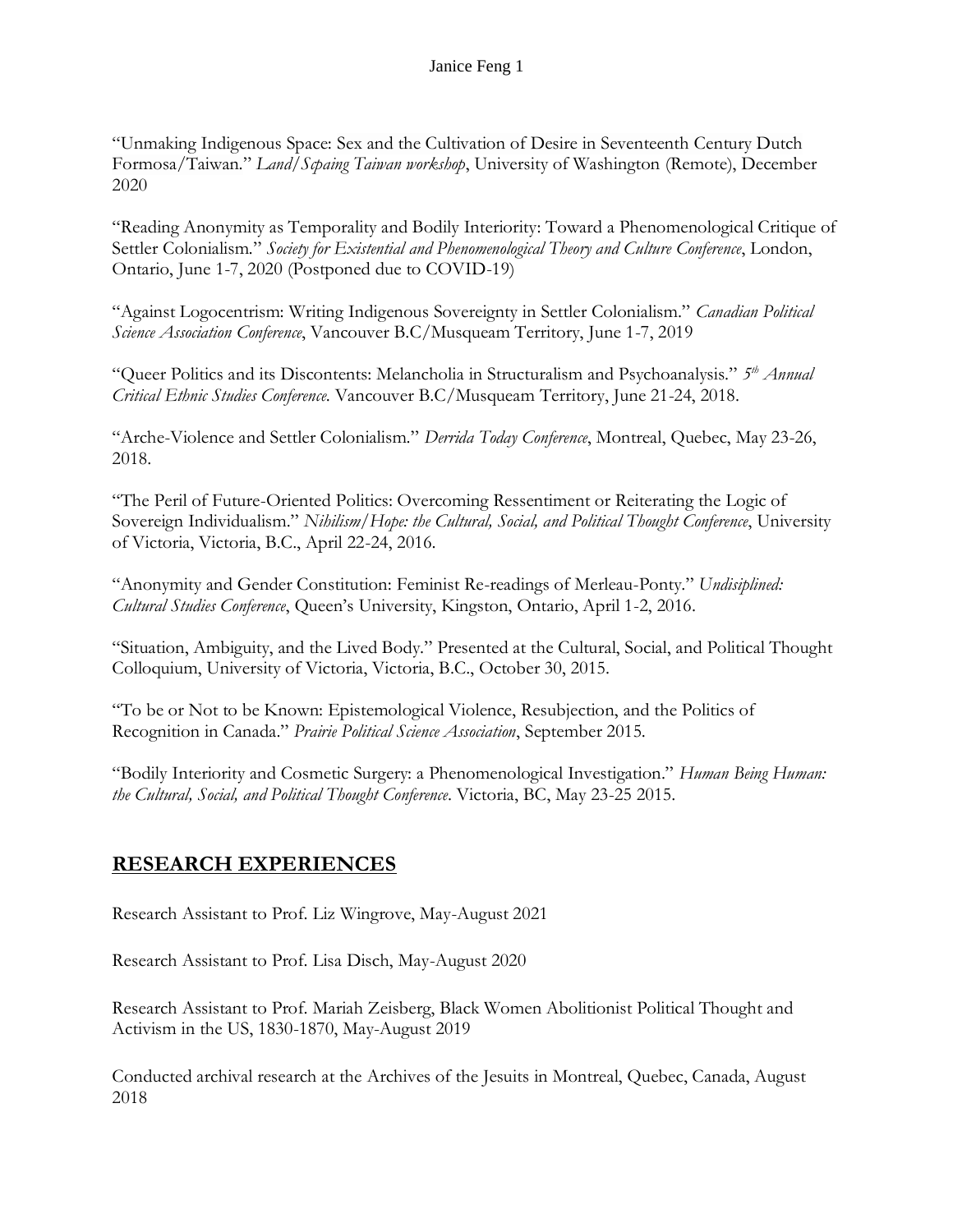"Unmaking Indigenous Space: Sex and the Cultivation of Desire in Seventeenth Century Dutch Formosa/Taiwan." *Land/Scpaing Taiwan workshop*, University of Washington (Remote), December 2020

"Reading Anonymity as Temporality and Bodily Interiority: Toward a Phenomenological Critique of Settler Colonialism." *Society for Existential and Phenomenological Theory and Culture Conference*, London, Ontario, June 1-7, 2020 (Postponed due to COVID-19)

"Against Logocentrism: Writing Indigenous Sovereignty in Settler Colonialism." *Canadian Political Science Association Conference*, Vancouver B.C/Musqueam Territory, June 1-7, 2019

"Queer Politics and its Discontents: Melancholia in Structuralism and Psychoanalysis." *5th Annual Critical Ethnic Studies Conference.* Vancouver B.C/Musqueam Territory, June 21-24, 2018.

"Arche-Violence and Settler Colonialism." *Derrida Today Conference*, Montreal, Quebec, May 23-26, 2018.

"The Peril of Future-Oriented Politics: Overcoming Ressentiment or Reiterating the Logic of Sovereign Individualism." *Nihilism/Hope: the Cultural, Social, and Political Thought Conference*, University of Victoria, Victoria, B.C., April 22-24, 2016.

"Anonymity and Gender Constitution: Feminist Re-readings of Merleau-Ponty." *Undisiplined: Cultural Studies Conference*, Queen's University, Kingston, Ontario, April 1-2, 2016.

"Situation, Ambiguity, and the Lived Body." Presented at the Cultural, Social, and Political Thought Colloquium, University of Victoria, Victoria, B.C., October 30, 2015.

"To be or Not to be Known: Epistemological Violence, Resubjection, and the Politics of Recognition in Canada." *Prairie Political Science Association*, September 2015.

"Bodily Interiority and Cosmetic Surgery: a Phenomenological Investigation." *Human Being Human: the Cultural, Social, and Political Thought Conference*. Victoria, BC, May 23-25 2015.

## RESEARCH EXPERIENCES

Research Assistant to Prof. Liz Wingrove, May-August 2021

Research Assistant to Prof. Lisa Disch, May-August 2020

Research Assistant to Prof. Mariah Zeisberg, Black Women Abolitionist Political Thought and Activism in the US, 1830-1870, May-August 2019

Conducted archival research at the Archives of the Jesuits in Montreal, Quebec, Canada, August 2018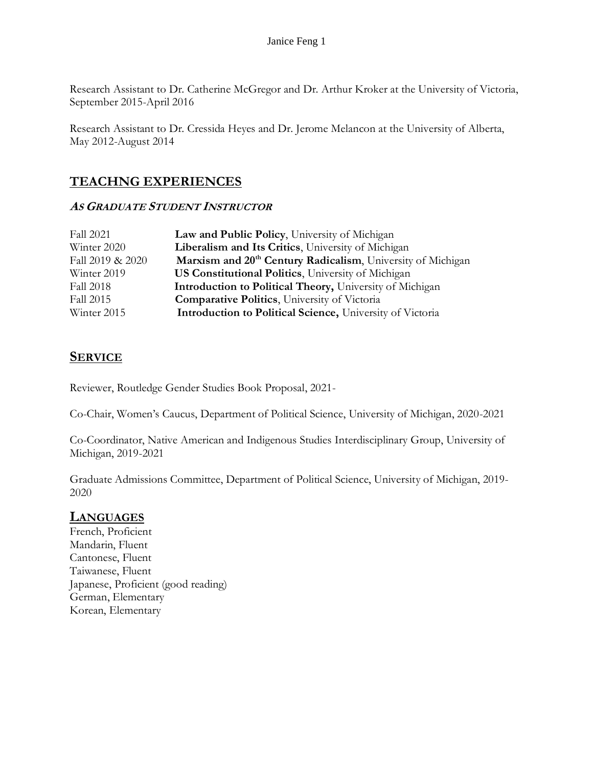Research Assistant to Dr. Catherine McGregor and Dr. Arthur Kroker at the University of Victoria, September 2015-April 2016

Research Assistant to Dr. Cressida Heyes and Dr. Jerome Melancon at the University of Alberta, May 2012-August 2014

## TEACHNG EXPERIENCES

### *As Graduate Student Instructor*

| | |
|---|---|
| Fall 2021 | **Law and Public Policy**, University of Michigan |
| Winter 2020 | **Liberalism and Its Critics**, University of Michigan |
| Fall 2019 & 2020 | **Marxism and 20th Century Radicalism**, University of Michigan |
| Winter 2019 | **US Constitutional Politics**, University of Michigan |
| Fall 2018 | **Introduction to Political Theory,** University of Michigan |
| Fall 2015 | **Comparative Politics**, University of Victoria |
| Winter 2015 | **Introduction to Political Science,** University of Victoria |

## SERVICE

Reviewer, Routledge Gender Studies Book Proposal, 2021-

Co-Chair, Women's Caucus, Department of Political Science, University of Michigan, 2020-2021

Co-Coordinator, Native American and Indigenous Studies Interdisciplinary Group, University of Michigan, 2019-2021

Graduate Admissions Committee, Department of Political Science, University of Michigan, 2019-2020

## LANGUAGES

French, Proficient
Mandarin, Fluent
Cantonese, Fluent
Taiwanese, Fluent
Japanese, Proficient (good reading)
German, Elementary
Korean, Elementary